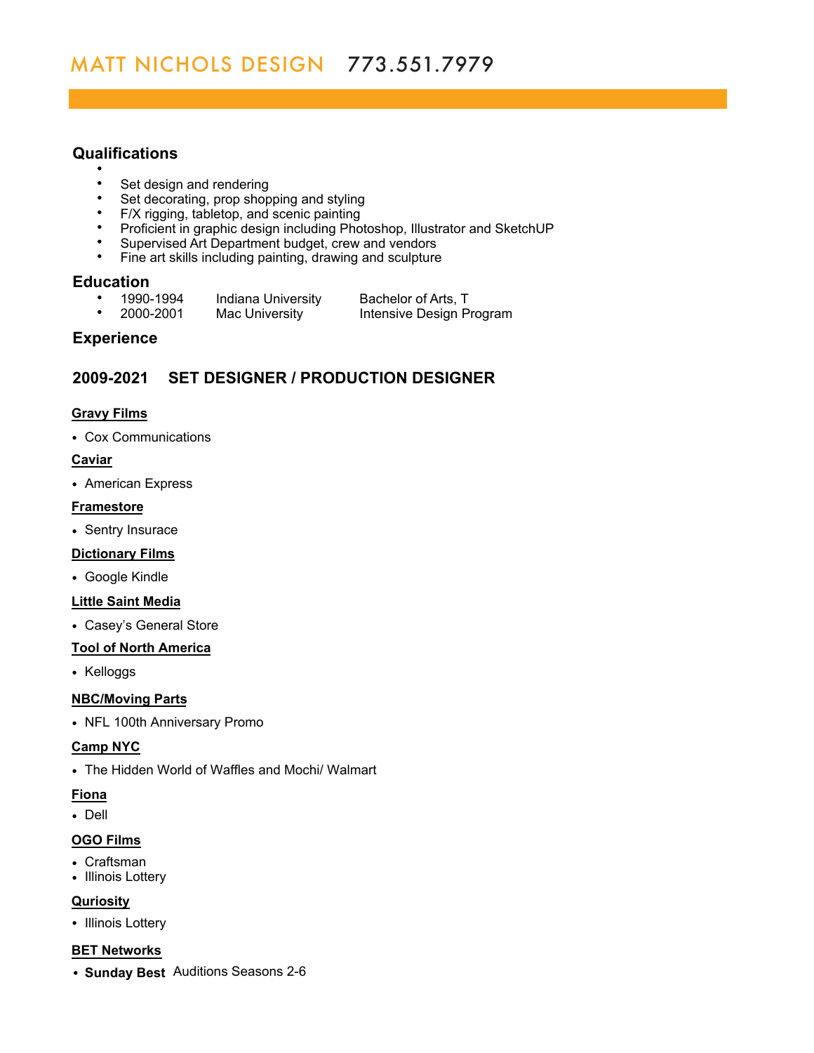# MATT NICHOLS DESIGN 773.551.7979

## Qualifications

- 
- Set design and rendering
- Set decorating, prop shopping and styling
- F/X rigging, tabletop, and scenic painting
- Proficient in graphic design including Photoshop, Illustrator and SketchUP
- Supervised Art Department budget, crew and vendors
- Fine art skills including painting, drawing and sculpture

## Education

- 1990-1994 Indiana University Bachelor of Arts, T
- 2000-2001 Mac University Intensive Design Program

## Experience

### 2009-2021 SET DESIGNER / PRODUCTION DESIGNER

**Gravy Films**

- Cox Communications

**Caviar**

- American Express

**Framestore**

- Sentry Insurace

**Dictionary Films**

- Google Kindle

**Little Saint Media**

- Casey's General Store

**Tool of North America**

- Kelloggs

**NBC/Moving Parts**

- NFL 100th Anniversary Promo

**Camp NYC**

- The Hidden World of Waffles and Mochi/ Walmart

**Fiona**

- Dell

**OGO Films**

- Craftsman
- Illinois Lottery

**Quriosity**

- Illinois Lottery

**BET Networks**

- **Sunday Best** Auditions Seasons 2-6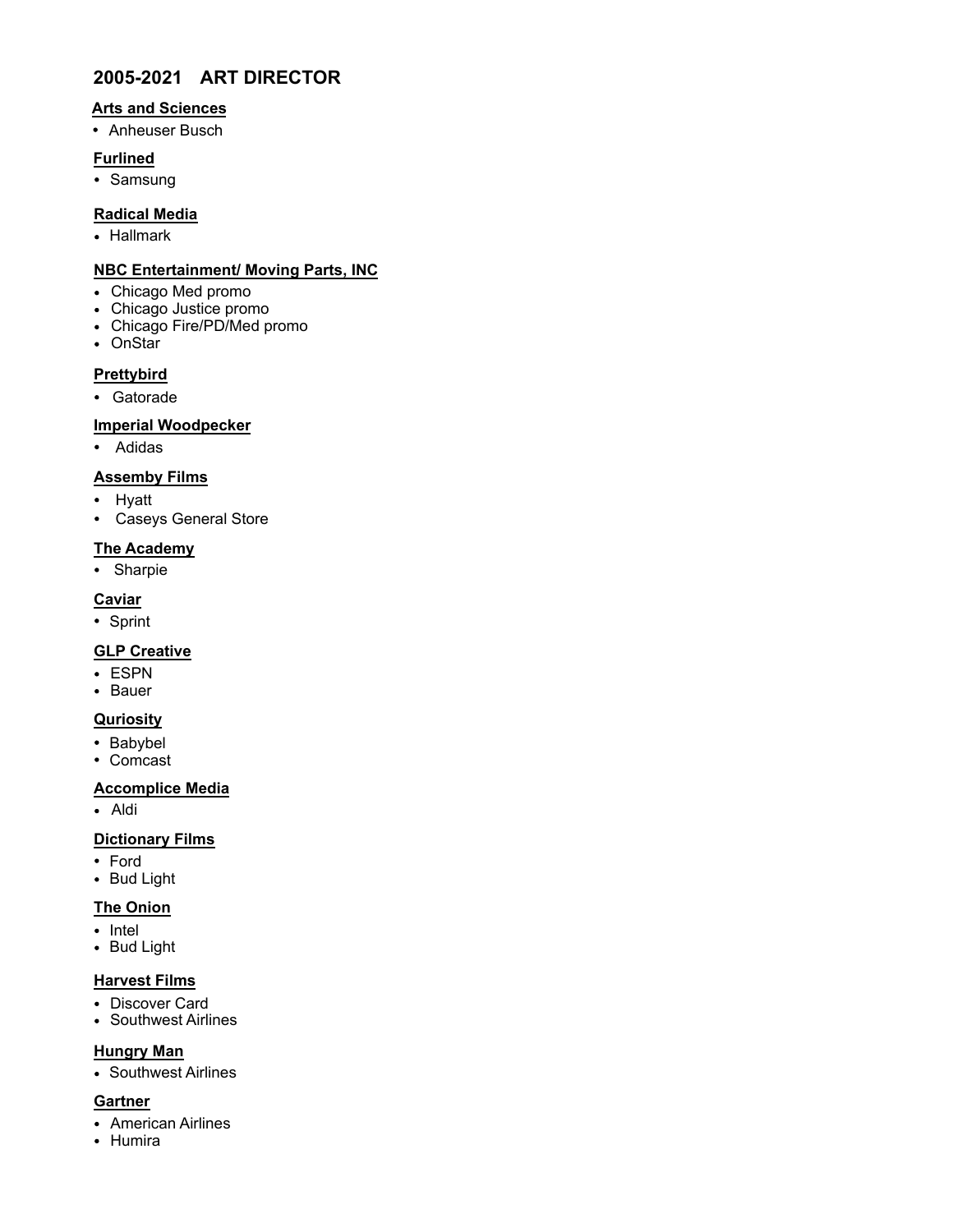## 2005-2021 ART DIRECTOR

**Arts and Sciences**

- Anheuser Busch

**Furlined**

- Samsung

**Radical Media**

- Hallmark

**NBC Entertainment/ Moving Parts, INC**

- Chicago Med promo
- Chicago Justice promo
- Chicago Fire/PD/Med promo
- OnStar

**Prettybird**

- Gatorade

**Imperial Woodpecker**

- Adidas

**Assemby Films**

- Hyatt
- Caseys General Store

**The Academy**

- Sharpie

**Caviar**

- Sprint

**GLP Creative**

- ESPN
- Bauer

**Quriosity**

- Babybel
- Comcast

**Accomplice Media**

- Aldi

**Dictionary Films**

- Ford
- Bud Light

**The Onion**

- Intel
- Bud Light

**Harvest Films**

- Discover Card
- Southwest Airlines

**Hungry Man**

- Southwest Airlines

**Gartner**

- American Airlines
- Humira